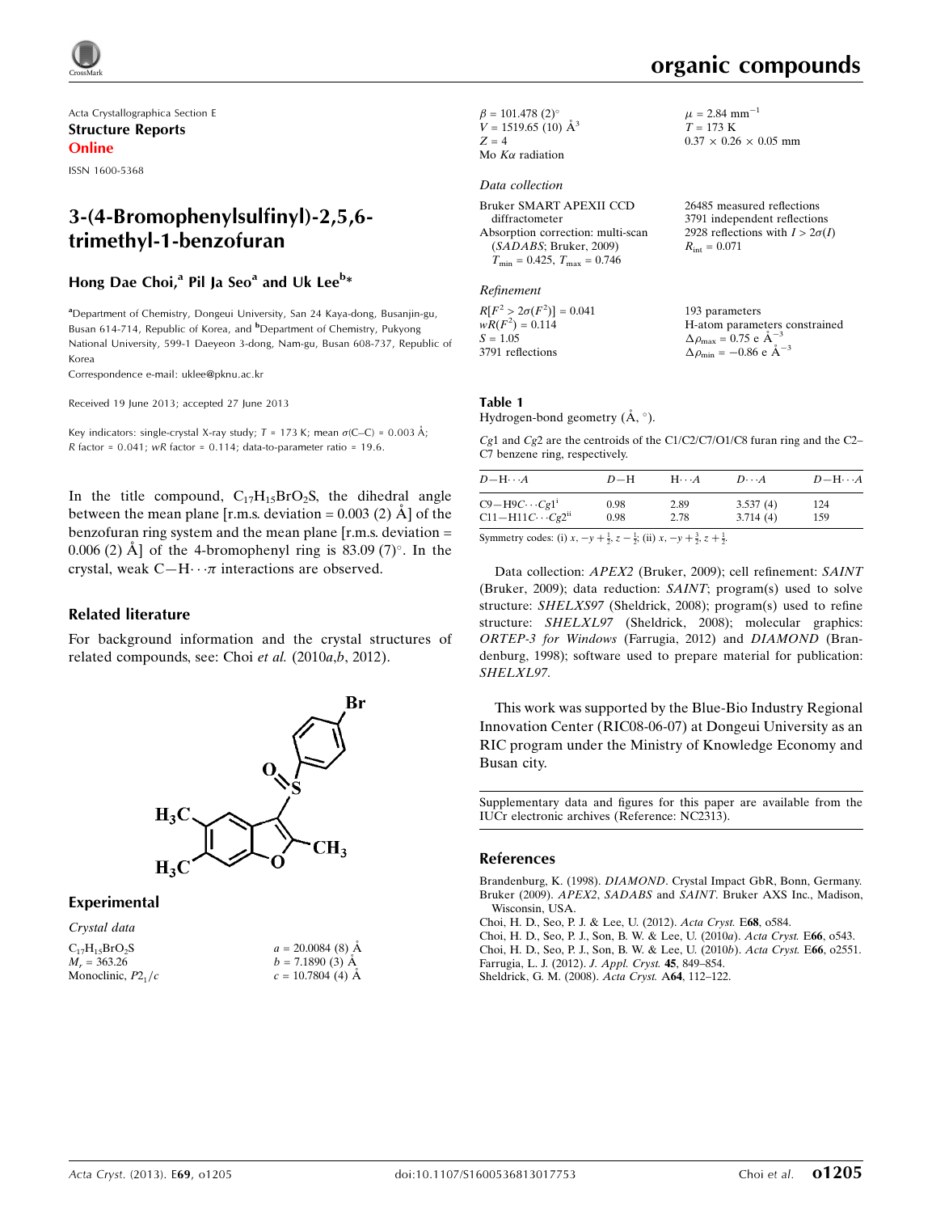Acta Crystallographica Section E

**Structure Reports Online**

ISSN 1600-5368

# 3-(4-Bromophenylsulfinyl)-2,5,6-trimethyl-1-benzofuran

**Hong Dae Choi,[a] Pil Ja Seo[a] and Uk Lee[b]***

[a]Department of Chemistry, Dongeui University, San 24 Kaya-dong, Busanjin-gu, Busan 614-714, Republic of Korea, and [b]Department of Chemistry, Pukyong National University, 599-1 Daeyeon 3-dong, Nam-gu, Busan 608-737, Republic of Korea

Correspondence e-mail: uklee@pknu.ac.kr

Received 19 June 2013; accepted 27 June 2013

Key indicators: single-crystal X-ray study; $T$ = 173 K; mean $\sigma$(C–C) = 0.003 Å; $R$ factor = 0.041; $wR$ factor = 0.114; data-to-parameter ratio = 19.6.

In the title compound, $C_{17}H_{15}BrO_2S$, the dihedral angle between the mean plane [r.m.s. deviation = 0.003 (2) Å] of the benzofuran ring system and the mean plane [r.m.s. deviation = 0.006 (2) Å] of the 4-bromophenyl ring is 83.09 (7)°. In the crystal, weak C—H⋯$\pi$ interactions are observed.

## Related literature

For background information and the crystal structures of related compounds, see: Choi *et al.* (2010*a*,*b*, 2012).

## Experimental

### Crystal data

$C_{17}H_{15}BrO_2S$
$M_r$ = 363.26
Monoclinic, $P2_1/c$
$a$ = 20.0084 (8) Å
$b$ = 7.1890 (3) Å
$c$ = 10.7804 (4) Å
$\beta$ = 101.478 (2)°
$V$ = 1519.65 (10) Å$^3$
$Z$ = 4
Mo $K\alpha$ radiation
$\mu$ = 2.84 mm$^{-1}$
$T$ = 173 K
0.37 × 0.26 × 0.05 mm

### Data collection

Bruker SMART APEXII CCD diffractometer
Absorption correction: multi-scan (*SADABS*; Bruker, 2009)
$T_{min}$ = 0.425, $T_{max}$ = 0.746
26485 measured reflections
3791 independent reflections
2928 reflections with $I > 2\sigma(I)$
$R_{int}$ = 0.071

### Refinement

$R[F^2 > 2\sigma(F^2)]$ = 0.041
$wR(F^2)$ = 0.114
$S$ = 1.05
3791 reflections
193 parameters
H-atom parameters constrained
$\Delta\rho_{max}$ = 0.75 e Å$^{-3}$
$\Delta\rho_{min}$ = −0.86 e Å$^{-3}$

**Table 1**
Hydrogen-bond geometry (Å, °).

*Cg*1 and *Cg*2 are the centroids of the C1/C2/C7/O1/C8 furan ring and the C2–C7 benzene ring, respectively.

| $D$—H⋯$A$ | $D$—H | H⋯$A$ | $D$⋯$A$ | $D$—H⋯$A$ |
|---|---|---|---|---|
| C9—H9*C*⋯*Cg*1$^{i}$ | 0.98 | 2.89 | 3.537 (4) | 124 |
| C11—H11*C*⋯*Cg*2$^{ii}$ | 0.98 | 2.78 | 3.714 (4) | 159 |

Symmetry codes: (i) $x, -y+\frac{1}{2}, z-\frac{1}{2}$; (ii) $x, -y+\frac{3}{2}, z+\frac{1}{2}$.

Data collection: *APEX2* (Bruker, 2009); cell refinement: *SAINT* (Bruker, 2009); data reduction: *SAINT*; program(s) used to solve structure: *SHELXS97* (Sheldrick, 2008); program(s) used to refine structure: *SHELXL97* (Sheldrick, 2008); molecular graphics: *ORTEP-3 for Windows* (Farrugia, 2012) and *DIAMOND* (Brandenburg, 1998); software used to prepare material for publication: *SHELXL97*.

This work was supported by the Blue-Bio Industry Regional Innovation Center (RIC08-06-07) at Dongeui University as an RIC program under the Ministry of Knowledge Economy and Busan city.

Supplementary data and figures for this paper are available from the IUCr electronic archives (Reference: NC2313).

## References

Brandenburg, K. (1998). *DIAMOND*. Crystal Impact GbR, Bonn, Germany.
Bruker (2009). *APEX2*, *SADABS* and *SAINT*. Bruker AXS Inc., Madison, Wisconsin, USA.
Choi, H. D., Seo, P. J. & Lee, U. (2012). *Acta Cryst.* E**68**, o584.
Choi, H. D., Seo, P. J., Son, B. W. & Lee, U. (2010*a*). *Acta Cryst.* E**66**, o543.
Choi, H. D., Seo, P. J., Son, B. W. & Lee, U. (2010*b*). *Acta Cryst.* E**66**, o2551.
Farrugia, L. J. (2012). *J. Appl. Cryst.* **45**, 849–854.
Sheldrick, G. M. (2008). *Acta Cryst.* A**64**, 112–122.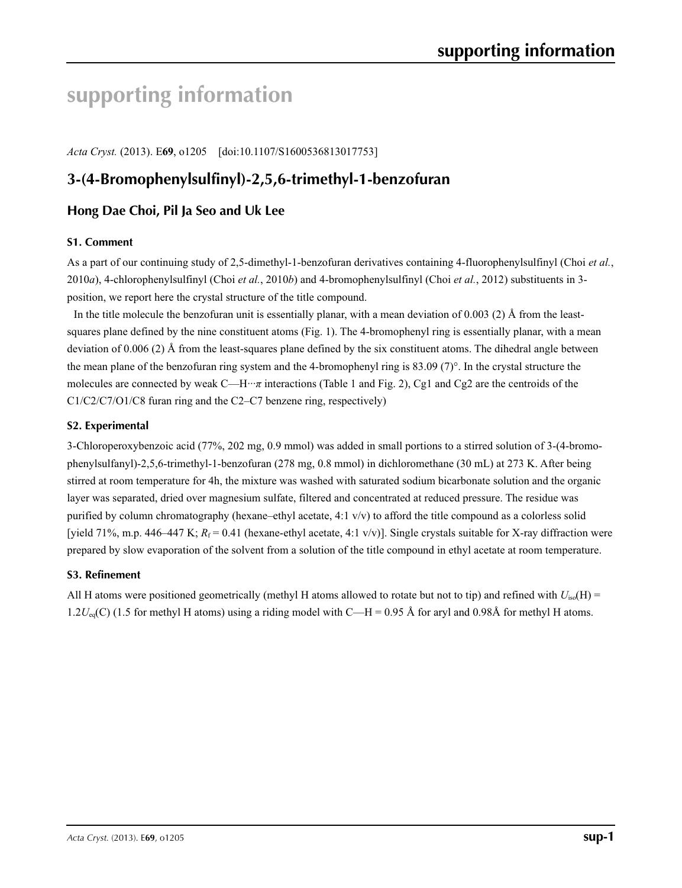# supporting information

*Acta Cryst.* (2013). E**69**, o1205    [doi:10.1107/S1600536813017753]

## 3-(4-Bromophenylsulfinyl)-2,5,6-trimethyl-1-benzofuran

### Hong Dae Choi, Pil Ja Seo and Uk Lee

#### S1. Comment

As a part of our continuing study of 2,5-dimethyl-1-benzofuran derivatives containing 4-fluorophenylsulfinyl (Choi *et al.*, 2010*a*), 4-chlorophenylsulfinyl (Choi *et al.*, 2010*b*) and 4-bromophenylsulfinyl (Choi *et al.*, 2012) substituents in 3-position, we report here the crystal structure of the title compound.

In the title molecule the benzofuran unit is essentially planar, with a mean deviation of 0.003 (2) Å from the least-squares plane defined by the nine constituent atoms (Fig. 1). The 4-bromophenyl ring is essentially planar, with a mean deviation of 0.006 (2) Å from the least-squares plane defined by the six constituent atoms. The dihedral angle between the mean plane of the benzofuran ring system and the 4-bromophenyl ring is 83.09 (7)°. In the crystal structure the molecules are connected by weak C—H···$\pi$ interactions (Table 1 and Fig. 2), Cg1 and Cg2 are the centroids of the C1/C2/C7/O1/C8 furan ring and the C2–C7 benzene ring, respectively)

#### S2. Experimental

3-Chloroperoxybenzoic acid (77%, 202 mg, 0.9 mmol) was added in small portions to a stirred solution of 3-(4-bromophenylsulfanyl)-2,5,6-trimethyl-1-benzofuran (278 mg, 0.8 mmol) in dichloromethane (30 mL) at 273 K. After being stirred at room temperature for 4h, the mixture was washed with saturated sodium bicarbonate solution and the organic layer was separated, dried over magnesium sulfate, filtered and concentrated at reduced pressure. The residue was purified by column chromatography (hexane–ethyl acetate, 4:1 v/v) to afford the title compound as a colorless solid [yield 71%, m.p. 446–447 K; $R_f$ = 0.41 (hexane-ethyl acetate, 4:1 v/v)]. Single crystals suitable for X-ray diffraction were prepared by slow evaporation of the solvent from a solution of the title compound in ethyl acetate at room temperature.

#### S3. Refinement

All H atoms were positioned geometrically (methyl H atoms allowed to rotate but not to tip) and refined with $U_{iso}$(H) = $1.2U_{eq}$(C) (1.5 for methyl H atoms) using a riding model with C—H = 0.95 Å for aryl and 0.98Å for methyl H atoms.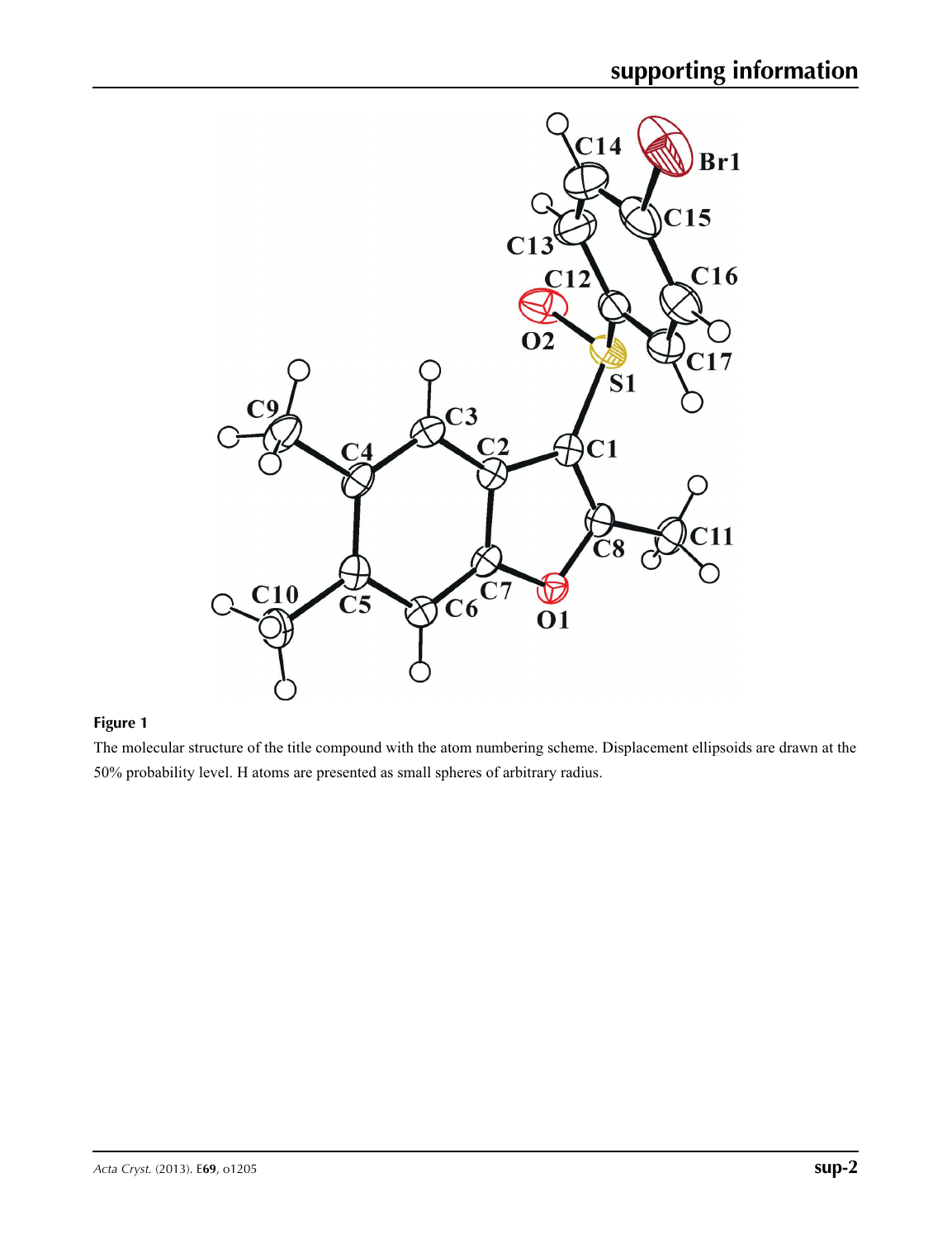**Figure 1**

The molecular structure of the title compound with the atom numbering scheme. Displacement ellipsoids are drawn at the 50% probability level. H atoms are presented as small spheres of arbitrary radius.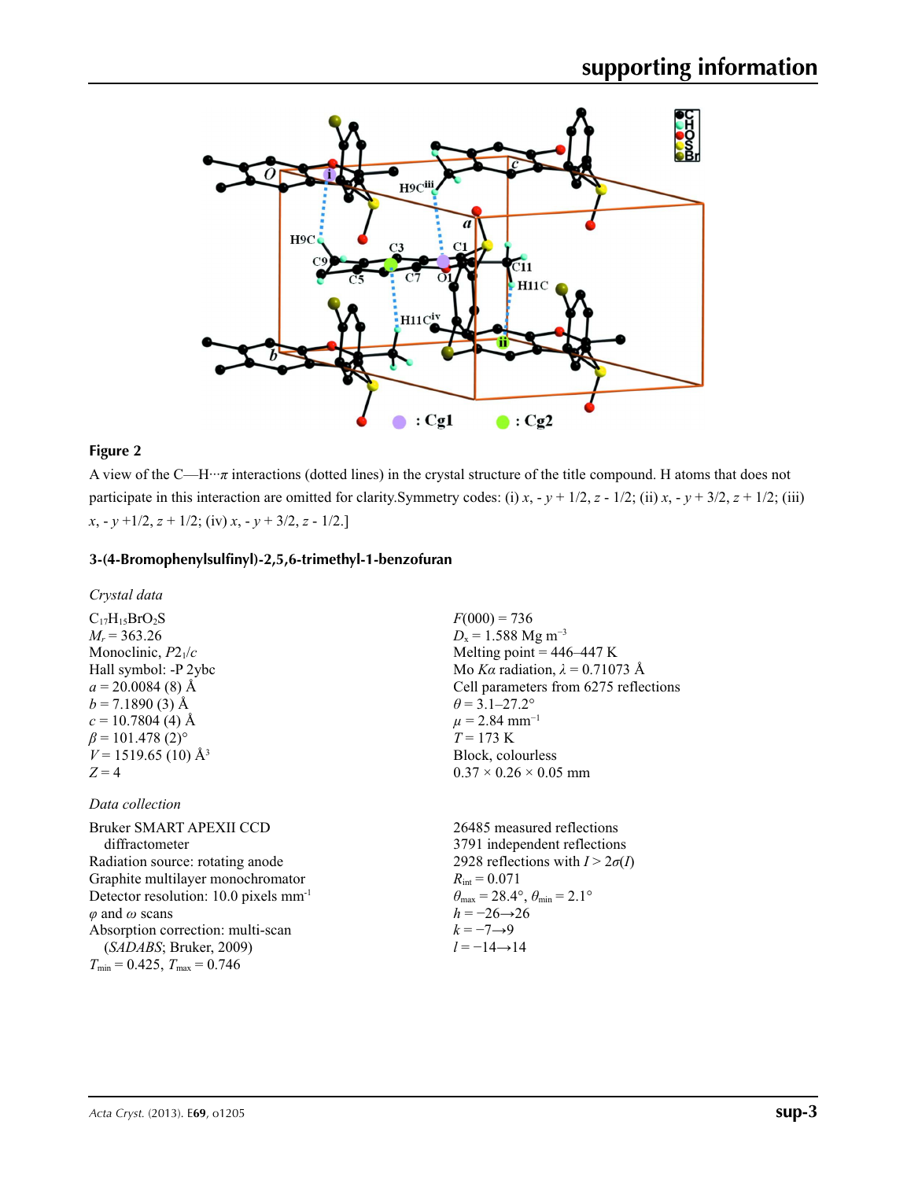**Figure 2**

A view of the C—H···$\pi$ interactions (dotted lines) in the crystal structure of the title compound. H atoms that does not participate in this interaction are omitted for clarity.Symmetry codes: (i) $x$, - $y$ + 1/2, $z$ - 1/2; (ii) $x$, - $y$ + 3/2, $z$ + 1/2; (iii) $x$, - $y$ +1/2, $z$ + 1/2; (iv) $x$, - $y$ + 3/2, $z$ - 1/2.]

### 3-(4-Bromophenylsulfinyl)-2,5,6-trimethyl-1-benzofuran

*Crystal data*

$C_{17}H_{15}BrO_2S$
$M_r$ = 363.26
Monoclinic, $P2_1/c$
Hall symbol: -P 2ybc
$a$ = 20.0084 (8) Å
$b$ = 7.1890 (3) Å
$c$ = 10.7804 (4) Å
$\beta$ = 101.478 (2)°
$V$ = 1519.65 (10) Å$^3$
$Z$ = 4
$F$(000) = 736
$D_x$ = 1.588 Mg m$^{-3}$
Melting point = 446–447 K
Mo $K\alpha$ radiation, $\lambda$ = 0.71073 Å
Cell parameters from 6275 reflections
$\theta$ = 3.1–27.2°
$\mu$ = 2.84 mm$^{-1}$
$T$ = 173 K
Block, colourless
0.37 × 0.26 × 0.05 mm

*Data collection*

Bruker SMART APEXII CCD diffractometer
Radiation source: rotating anode
Graphite multilayer monochromator
Detector resolution: 10.0 pixels mm$^{-1}$
$\varphi$ and $\omega$ scans
Absorption correction: multi-scan (*SADABS*; Bruker, 2009)
$T_{min}$ = 0.425, $T_{max}$ = 0.746
26485 measured reflections
3791 independent reflections
2928 reflections with $I > 2\sigma(I)$
$R_{int}$ = 0.071
$\theta_{max}$ = 28.4°, $\theta_{min}$ = 2.1°
$h$ = −26→26
$k$ = −7→9
$l$ = −14→14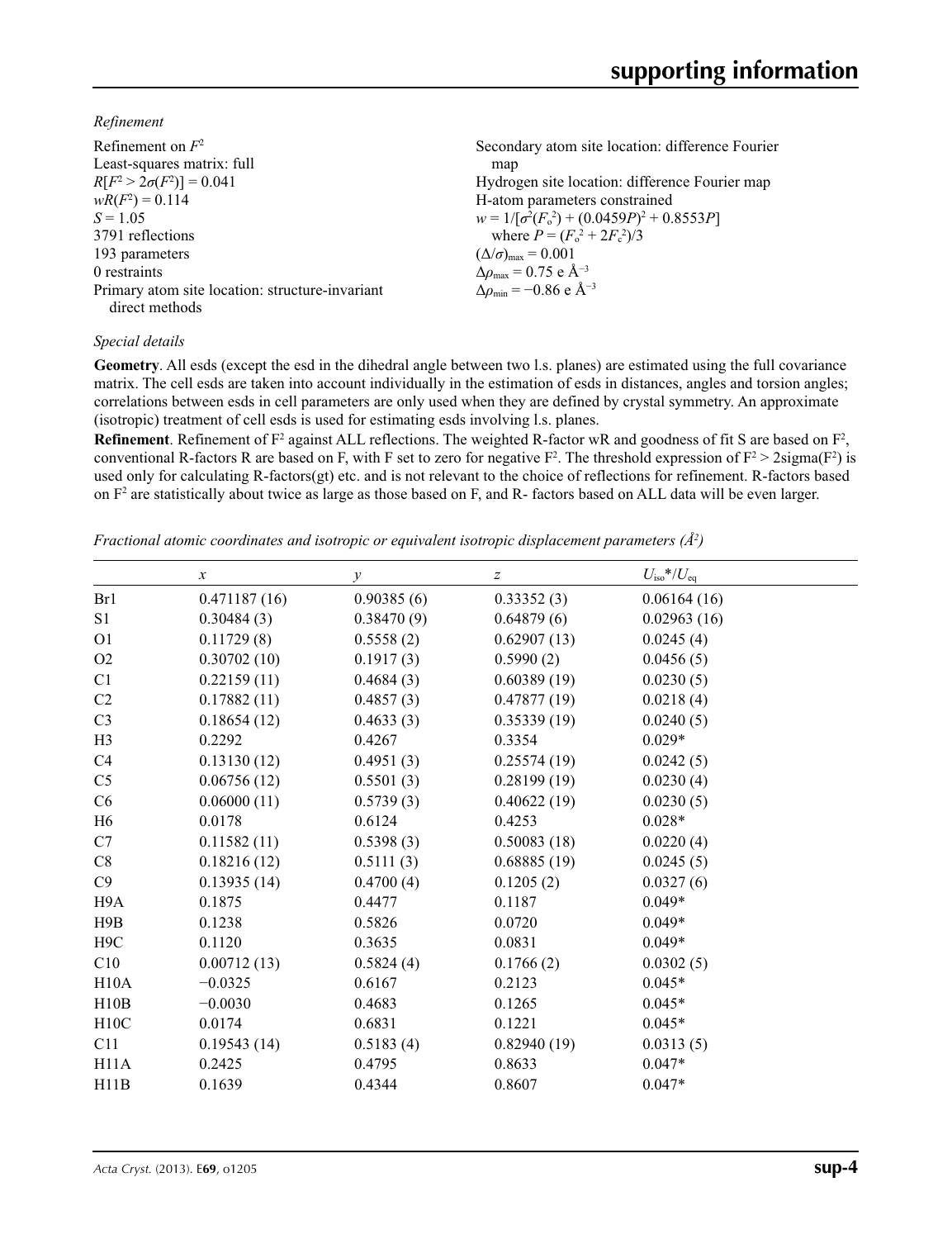*Refinement*

Refinement on $F^2$
Least-squares matrix: full
$R[F^2 > 2\sigma(F^2)] = 0.041$
$wR(F^2) = 0.114$
$S = 1.05$
3791 reflections
193 parameters
0 restraints
Primary atom site location: structure-invariant direct methods
Secondary atom site location: difference Fourier map
Hydrogen site location: difference Fourier map
H-atom parameters constrained
$w = 1/[\sigma^2(F_o^2) + (0.0459P)^2 + 0.8553P]$
where $P = (F_o^2 + 2F_c^2)/3$
$(\Delta/\sigma)_{max} = 0.001$
$\Delta\rho_{max} = 0.75$ e Å$^{-3}$
$\Delta\rho_{min} = -0.86$ e Å$^{-3}$

*Special details*

**Geometry**. All esds (except the esd in the dihedral angle between two l.s. planes) are estimated using the full covariance matrix. The cell esds are taken into account individually in the estimation of esds in distances, angles and torsion angles; correlations between esds in cell parameters are only used when they are defined by crystal symmetry. An approximate (isotropic) treatment of cell esds is used for estimating esds involving l.s. planes.

**Refinement**. Refinement of F² against ALL reflections. The weighted R-factor wR and goodness of fit S are based on F², conventional R-factors R are based on F, with F set to zero for negative F². The threshold expression of F² > 2sigma(F²) is used only for calculating R-factors(gt) etc. and is not relevant to the choice of reflections for refinement. R-factors based on F² are statistically about twice as large as those based on F, and R- factors based on ALL data will be even larger.

*Fractional atomic coordinates and isotropic or equivalent isotropic displacement parameters (Å²)*

| | *x* | *y* | *z* | $U_{iso}$*/$U_{eq}$ |
|---|---|---|---|---|
| Br1 | 0.471187 (16) | 0.90385 (6) | 0.33352 (3) | 0.06164 (16) |
| S1 | 0.30484 (3) | 0.38470 (9) | 0.64879 (6) | 0.02963 (16) |
| O1 | 0.11729 (8) | 0.5558 (2) | 0.62907 (13) | 0.0245 (4) |
| O2 | 0.30702 (10) | 0.1917 (3) | 0.5990 (2) | 0.0456 (5) |
| C1 | 0.22159 (11) | 0.4684 (3) | 0.60389 (19) | 0.0230 (5) |
| C2 | 0.17882 (11) | 0.4857 (3) | 0.47877 (19) | 0.0218 (4) |
| C3 | 0.18654 (12) | 0.4633 (3) | 0.35339 (19) | 0.0240 (5) |
| H3 | 0.2292 | 0.4267 | 0.3354 | 0.029* |
| C4 | 0.13130 (12) | 0.4951 (3) | 0.25574 (19) | 0.0242 (5) |
| C5 | 0.06756 (12) | 0.5501 (3) | 0.28199 (19) | 0.0230 (4) |
| C6 | 0.06000 (11) | 0.5739 (3) | 0.40622 (19) | 0.0230 (5) |
| H6 | 0.0178 | 0.6124 | 0.4253 | 0.028* |
| C7 | 0.11582 (11) | 0.5398 (3) | 0.50083 (18) | 0.0220 (4) |
| C8 | 0.18216 (12) | 0.5111 (3) | 0.68885 (19) | 0.0245 (5) |
| C9 | 0.13935 (14) | 0.4700 (4) | 0.1205 (2) | 0.0327 (6) |
| H9A | 0.1875 | 0.4477 | 0.1187 | 0.049* |
| H9B | 0.1238 | 0.5826 | 0.0720 | 0.049* |
| H9C | 0.1120 | 0.3635 | 0.0831 | 0.049* |
| C10 | 0.00712 (13) | 0.5824 (4) | 0.1766 (2) | 0.0302 (5) |
| H10A | −0.0325 | 0.6167 | 0.2123 | 0.045* |
| H10B | −0.0030 | 0.4683 | 0.1265 | 0.045* |
| H10C | 0.0174 | 0.6831 | 0.1221 | 0.045* |
| C11 | 0.19543 (14) | 0.5183 (4) | 0.82940 (19) | 0.0313 (5) |
| H11A | 0.2425 | 0.4795 | 0.8633 | 0.047* |
| H11B | 0.1639 | 0.4344 | 0.8607 | 0.047* |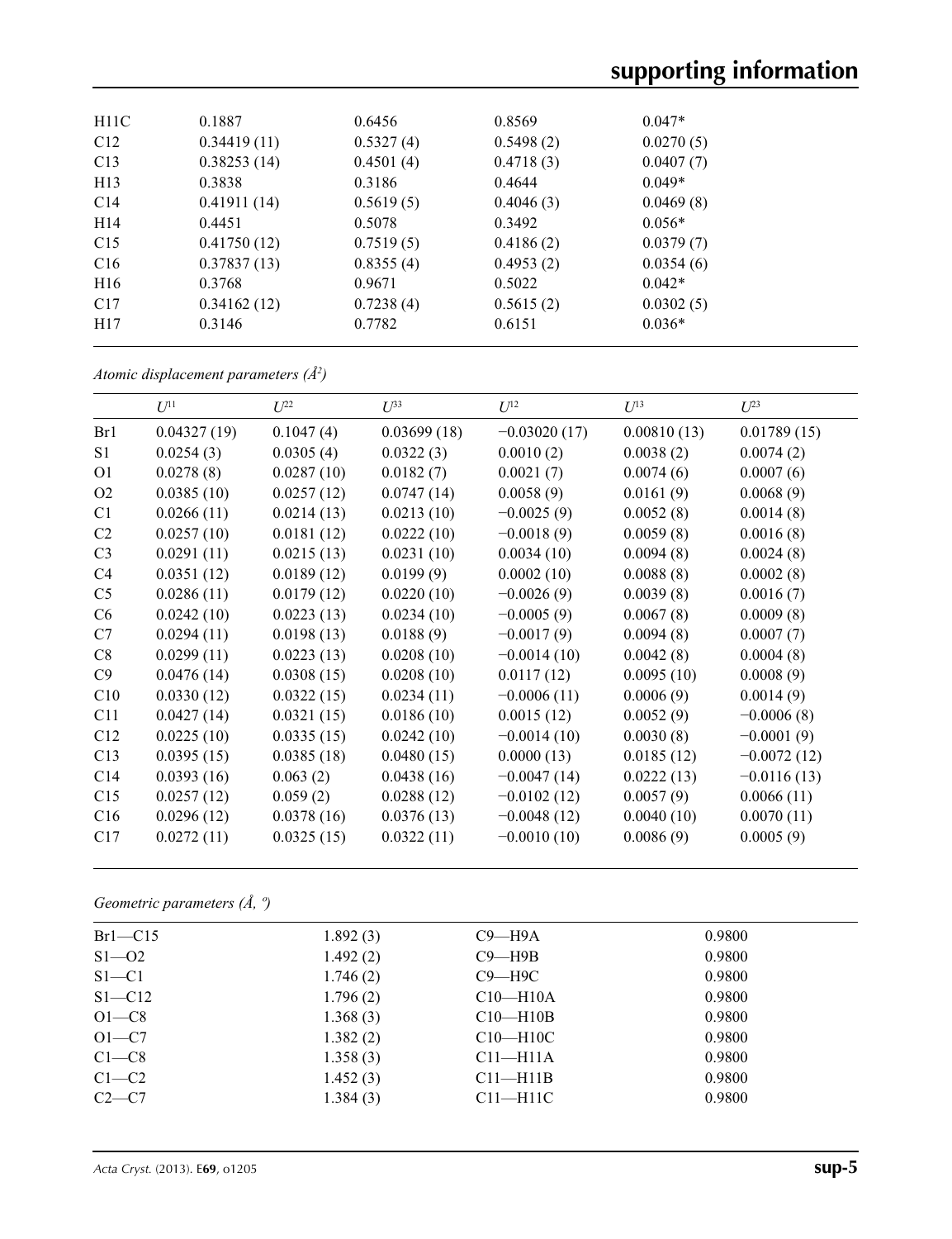| | | | | |
|---|---|---|---|---|
| H11C | 0.1887 | 0.6456 | 0.8569 | 0.047* |
| C12 | 0.34419 (11) | 0.5327 (4) | 0.5498 (2) | 0.0270 (5) |
| C13 | 0.38253 (14) | 0.4501 (4) | 0.4718 (3) | 0.0407 (7) |
| H13 | 0.3838 | 0.3186 | 0.4644 | 0.049* |
| C14 | 0.41911 (14) | 0.5619 (5) | 0.4046 (3) | 0.0469 (8) |
| H14 | 0.4451 | 0.5078 | 0.3492 | 0.056* |
| C15 | 0.41750 (12) | 0.7519 (5) | 0.4186 (2) | 0.0379 (7) |
| C16 | 0.37837 (13) | 0.8355 (4) | 0.4953 (2) | 0.0354 (6) |
| H16 | 0.3768 | 0.9671 | 0.5022 | 0.042* |
| C17 | 0.34162 (12) | 0.7238 (4) | 0.5615 (2) | 0.0302 (5) |
| H17 | 0.3146 | 0.7782 | 0.6151 | 0.036* |

*Atomic displacement parameters (Å²)*

| | $U^{11}$ | $U^{22}$ | $U^{33}$ | $U^{12}$ | $U^{13}$ | $U^{23}$ |
|---|---|---|---|---|---|---|
| Br1 | 0.04327 (19) | 0.1047 (4) | 0.03699 (18) | −0.03020 (17) | 0.00810 (13) | 0.01789 (15) |
| S1 | 0.0254 (3) | 0.0305 (4) | 0.0322 (3) | 0.0010 (2) | 0.0038 (2) | 0.0074 (2) |
| O1 | 0.0278 (8) | 0.0287 (10) | 0.0182 (7) | 0.0021 (7) | 0.0074 (6) | 0.0007 (6) |
| O2 | 0.0385 (10) | 0.0257 (12) | 0.0747 (14) | 0.0058 (9) | 0.0161 (9) | 0.0068 (9) |
| C1 | 0.0266 (11) | 0.0214 (13) | 0.0213 (10) | −0.0025 (9) | 0.0052 (8) | 0.0014 (8) |
| C2 | 0.0257 (10) | 0.0181 (12) | 0.0222 (10) | −0.0018 (9) | 0.0059 (8) | 0.0016 (8) |
| C3 | 0.0291 (11) | 0.0215 (13) | 0.0231 (10) | 0.0034 (10) | 0.0094 (8) | 0.0024 (8) |
| C4 | 0.0351 (12) | 0.0189 (12) | 0.0199 (9) | 0.0002 (10) | 0.0088 (8) | 0.0002 (8) |
| C5 | 0.0286 (11) | 0.0179 (12) | 0.0220 (10) | −0.0026 (9) | 0.0039 (8) | 0.0016 (7) |
| C6 | 0.0242 (10) | 0.0223 (13) | 0.0234 (10) | −0.0005 (9) | 0.0067 (8) | 0.0009 (8) |
| C7 | 0.0294 (11) | 0.0198 (13) | 0.0188 (9) | −0.0017 (9) | 0.0094 (8) | 0.0007 (7) |
| C8 | 0.0299 (11) | 0.0223 (13) | 0.0208 (10) | −0.0014 (10) | 0.0042 (8) | 0.0004 (8) |
| C9 | 0.0476 (14) | 0.0308 (15) | 0.0208 (10) | 0.0117 (12) | 0.0095 (10) | 0.0008 (9) |
| C10 | 0.0330 (12) | 0.0322 (15) | 0.0234 (11) | −0.0006 (11) | 0.0006 (9) | 0.0014 (9) |
| C11 | 0.0427 (14) | 0.0321 (15) | 0.0186 (10) | 0.0015 (12) | 0.0052 (9) | −0.0006 (8) |
| C12 | 0.0225 (10) | 0.0335 (15) | 0.0242 (10) | −0.0014 (10) | 0.0030 (8) | −0.0001 (9) |
| C13 | 0.0395 (15) | 0.0385 (18) | 0.0480 (15) | 0.0000 (13) | 0.0185 (12) | −0.0072 (12) |
| C14 | 0.0393 (16) | 0.063 (2) | 0.0438 (16) | −0.0047 (14) | 0.0222 (13) | −0.0116 (13) |
| C15 | 0.0257 (12) | 0.059 (2) | 0.0288 (12) | −0.0102 (12) | 0.0057 (9) | 0.0066 (11) |
| C16 | 0.0296 (12) | 0.0378 (16) | 0.0376 (13) | −0.0048 (12) | 0.0040 (10) | 0.0070 (11) |
| C17 | 0.0272 (11) | 0.0325 (15) | 0.0322 (11) | −0.0010 (10) | 0.0086 (9) | 0.0005 (9) |

*Geometric parameters (Å, º)*

| | | | |
|---|---|---|---|
| Br1—C15 | 1.892 (3) | C9—H9A | 0.9800 |
| S1—O2 | 1.492 (2) | C9—H9B | 0.9800 |
| S1—C1 | 1.746 (2) | C9—H9C | 0.9800 |
| S1—C12 | 1.796 (2) | C10—H10A | 0.9800 |
| O1—C8 | 1.368 (3) | C10—H10B | 0.9800 |
| O1—C7 | 1.382 (2) | C10—H10C | 0.9800 |
| C1—C8 | 1.358 (3) | C11—H11A | 0.9800 |
| C1—C2 | 1.452 (3) | C11—H11B | 0.9800 |
| C2—C7 | 1.384 (3) | C11—H11C | 0.9800 |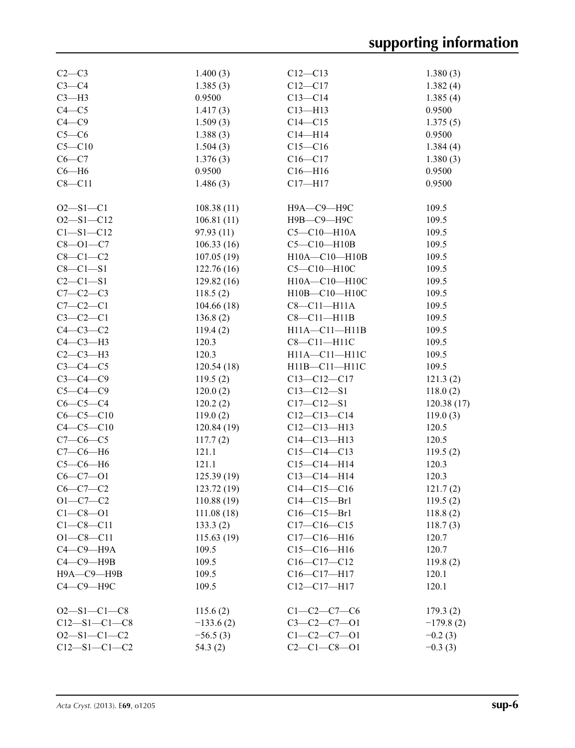| | | | |
|---|---|---|---|
| C2—C3 | 1.400 (3) | C12—C13 | 1.380 (3) |
| C3—C4 | 1.385 (3) | C12—C17 | 1.382 (4) |
| C3—H3 | 0.9500 | C13—C14 | 1.385 (4) |
| C4—C5 | 1.417 (3) | C13—H13 | 0.9500 |
| C4—C9 | 1.509 (3) | C14—C15 | 1.375 (5) |
| C5—C6 | 1.388 (3) | C14—H14 | 0.9500 |
| C5—C10 | 1.504 (3) | C15—C16 | 1.384 (4) |
| C6—C7 | 1.376 (3) | C16—C17 | 1.380 (3) |
| C6—H6 | 0.9500 | C16—H16 | 0.9500 |
| C8—C11 | 1.486 (3) | C17—H17 | 0.9500 |

| | | | |
|---|---|---|---|
| O2—S1—C1 | 108.38 (11) | H9A—C9—H9C | 109.5 |
| O2—S1—C12 | 106.81 (11) | H9B—C9—H9C | 109.5 |
| C1—S1—C12 | 97.93 (11) | C5—C10—H10A | 109.5 |
| C8—O1—C7 | 106.33 (16) | C5—C10—H10B | 109.5 |
| C8—C1—C2 | 107.05 (19) | H10A—C10—H10B | 109.5 |
| C8—C1—S1 | 122.76 (16) | C5—C10—H10C | 109.5 |
| C2—C1—S1 | 129.82 (16) | H10A—C10—H10C | 109.5 |
| C7—C2—C3 | 118.5 (2) | H10B—C10—H10C | 109.5 |
| C7—C2—C1 | 104.66 (18) | C8—C11—H11A | 109.5 |
| C3—C2—C1 | 136.8 (2) | C8—C11—H11B | 109.5 |
| C4—C3—C2 | 119.4 (2) | H11A—C11—H11B | 109.5 |
| C4—C3—H3 | 120.3 | C8—C11—H11C | 109.5 |
| C2—C3—H3 | 120.3 | H11A—C11—H11C | 109.5 |
| C3—C4—C5 | 120.54 (18) | H11B—C11—H11C | 109.5 |
| C3—C4—C9 | 119.5 (2) | C13—C12—C17 | 121.3 (2) |
| C5—C4—C9 | 120.0 (2) | C13—C12—S1 | 118.0 (2) |
| C6—C5—C4 | 120.2 (2) | C17—C12—S1 | 120.38 (17) |
| C6—C5—C10 | 119.0 (2) | C12—C13—C14 | 119.0 (3) |
| C4—C5—C10 | 120.84 (19) | C12—C13—H13 | 120.5 |
| C7—C6—C5 | 117.7 (2) | C14—C13—H13 | 120.5 |
| C7—C6—H6 | 121.1 | C15—C14—C13 | 119.5 (2) |
| C5—C6—H6 | 121.1 | C15—C14—H14 | 120.3 |
| C6—C7—O1 | 125.39 (19) | C13—C14—H14 | 120.3 |
| C6—C7—C2 | 123.72 (19) | C14—C15—C16 | 121.7 (2) |
| O1—C7—C2 | 110.88 (19) | C14—C15—Br1 | 119.5 (2) |
| C1—C8—O1 | 111.08 (18) | C16—C15—Br1 | 118.8 (2) |
| C1—C8—C11 | 133.3 (2) | C17—C16—C15 | 118.7 (3) |
| O1—C8—C11 | 115.63 (19) | C17—C16—H16 | 120.7 |
| C4—C9—H9A | 109.5 | C15—C16—H16 | 120.7 |
| C4—C9—H9B | 109.5 | C16—C17—C12 | 119.8 (2) |
| H9A—C9—H9B | 109.5 | C16—C17—H17 | 120.1 |
| C4—C9—H9C | 109.5 | C12—C17—H17 | 120.1 |

| | | | |
|---|---|---|---|
| O2—S1—C1—C8 | 115.6 (2) | C1—C2—C7—C6 | 179.3 (2) |
| C12—S1—C1—C8 | −133.6 (2) | C3—C2—C7—O1 | −179.8 (2) |
| O2—S1—C1—C2 | −56.5 (3) | C1—C2—C7—O1 | −0.2 (3) |
| C12—S1—C1—C2 | 54.3 (2) | C2—C1—C8—O1 | −0.3 (3) |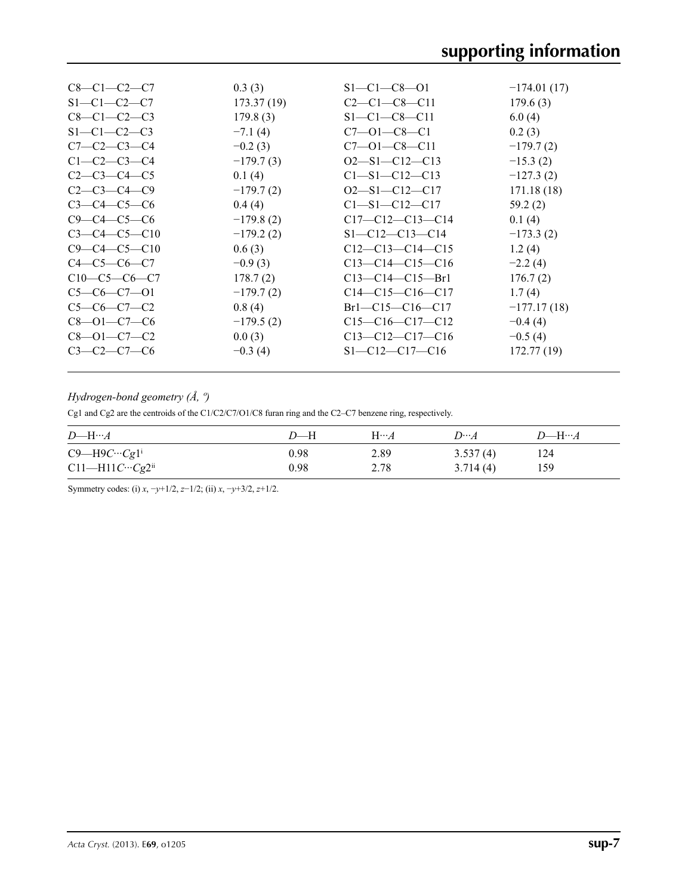| | | | |
|---|---|---|---|
| C8—C1—C2—C7 | 0.3 (3) | S1—C1—C8—O1 | −174.01 (17) |
| S1—C1—C2—C7 | 173.37 (19) | C2—C1—C8—C11 | 179.6 (3) |
| C8—C1—C2—C3 | 179.8 (3) | S1—C1—C8—C11 | 6.0 (4) |
| S1—C1—C2—C3 | −7.1 (4) | C7—O1—C8—C1 | 0.2 (3) |
| C7—C2—C3—C4 | −0.2 (3) | C7—O1—C8—C11 | −179.7 (2) |
| C1—C2—C3—C4 | −179.7 (3) | O2—S1—C12—C13 | −15.3 (2) |
| C2—C3—C4—C5 | 0.1 (4) | C1—S1—C12—C13 | −127.3 (2) |
| C2—C3—C4—C9 | −179.7 (2) | O2—S1—C12—C17 | 171.18 (18) |
| C3—C4—C5—C6 | 0.4 (4) | C1—S1—C12—C17 | 59.2 (2) |
| C9—C4—C5—C6 | −179.8 (2) | C17—C12—C13—C14 | 0.1 (4) |
| C3—C4—C5—C10 | −179.2 (2) | S1—C12—C13—C14 | −173.3 (2) |
| C9—C4—C5—C10 | 0.6 (3) | C12—C13—C14—C15 | 1.2 (4) |
| C4—C5—C6—C7 | −0.9 (3) | C13—C14—C15—C16 | −2.2 (4) |
| C10—C5—C6—C7 | 178.7 (2) | C13—C14—C15—Br1 | 176.7 (2) |
| C5—C6—C7—O1 | −179.7 (2) | C14—C15—C16—C17 | 1.7 (4) |
| C5—C6—C7—C2 | 0.8 (4) | Br1—C15—C16—C17 | −177.17 (18) |
| C8—O1—C7—C6 | −179.5 (2) | C15—C16—C17—C12 | −0.4 (4) |
| C8—O1—C7—C2 | 0.0 (3) | C13—C12—C17—C16 | −0.5 (4) |
| C3—C2—C7—C6 | −0.3 (4) | S1—C12—C17—C16 | 172.77 (19) |

*Hydrogen-bond geometry (Å, º)*

Cg1 and Cg2 are the centroids of the C1/C2/C7/O1/C8 furan ring and the C2–C7 benzene ring, respectively.

| *D*—H···*A* | *D*—H | H···*A* | *D*···*A* | *D*—H···*A* |
|---|---|---|---|---|
| C9—H9*C*···*Cg*1[i] | 0.98 | 2.89 | 3.537 (4) | 124 |
| C11—H11*C*···*Cg*2[ii] | 0.98 | 2.78 | 3.714 (4) | 159 |

Symmetry codes: (i) *x*, −*y*+1/2, *z*−1/2; (ii) *x*, −*y*+3/2, *z*+1/2.